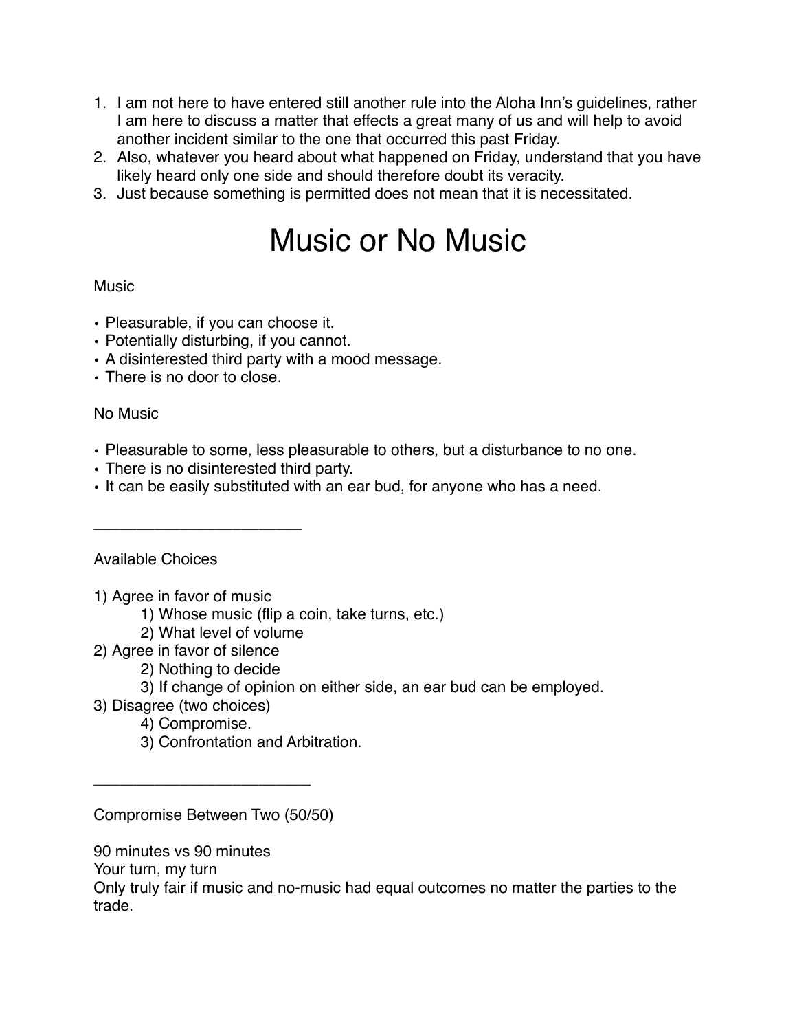1. I am not here to have entered still another rule into the Aloha Inn's guidelines, rather I am here to discuss a matter that effects a great many of us and will help to avoid another incident similar to the one that occurred this past Friday.
2. Also, whatever you heard about what happened on Friday, understand that you have likely heard only one side and should therefore doubt its veracity.
3. Just because something is permitted does not mean that it is necessitated.

# Music or No Music

Music

- Pleasurable, if you can choose it.
- Potentially disturbing, if you cannot.
- A disinterested third party with a mood message.
- There is no door to close.

No Music

- Pleasurable to some, less pleasurable to others, but a disturbance to no one.
- There is no disinterested third party.
- It can be easily substituted with an ear bud, for anyone who has a need.

---

Available Choices

1) Agree in favor of music
    1) Whose music (flip a coin, take turns, etc.)
    2) What level of volume
2) Agree in favor of silence
    2) Nothing to decide
    3) If change of opinion on either side, an ear bud can be employed.
3) Disagree (two choices)
    4) Compromise.
    3) Confrontation and Arbitration.

---

Compromise Between Two (50/50)

90 minutes vs 90 minutes
Your turn, my turn
Only truly fair if music and no-music had equal outcomes no matter the parties to the trade.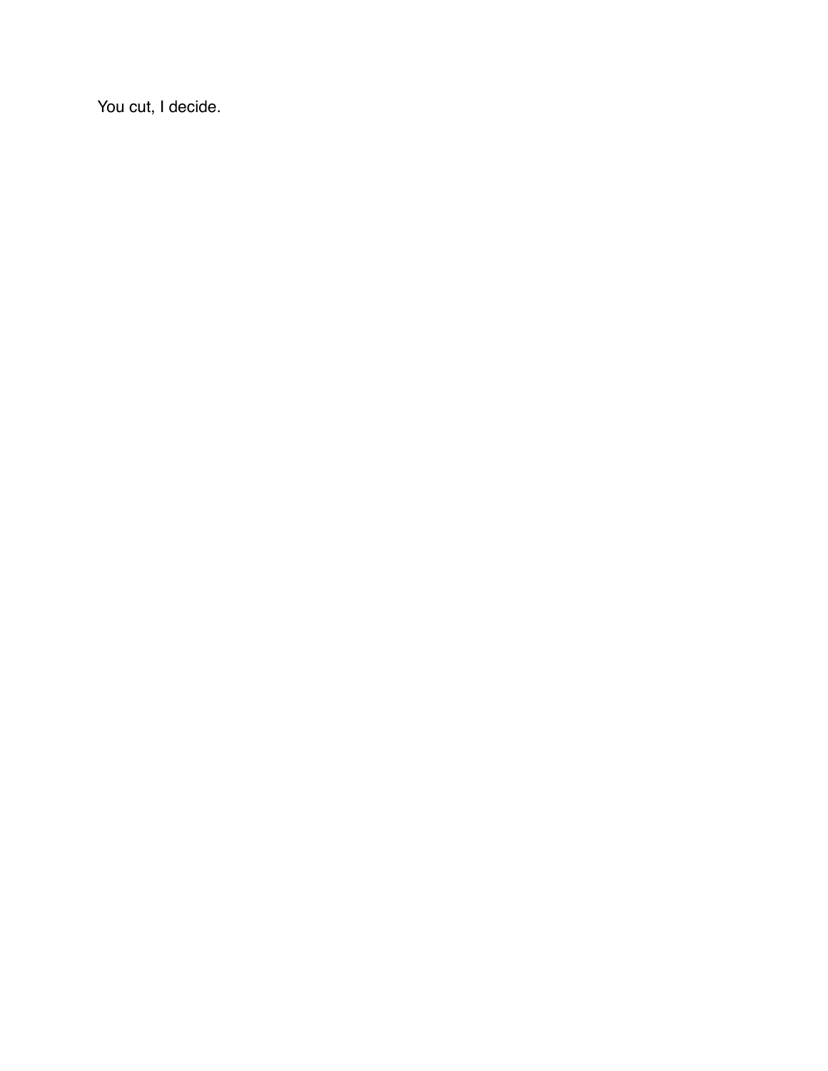You cut, I decide.